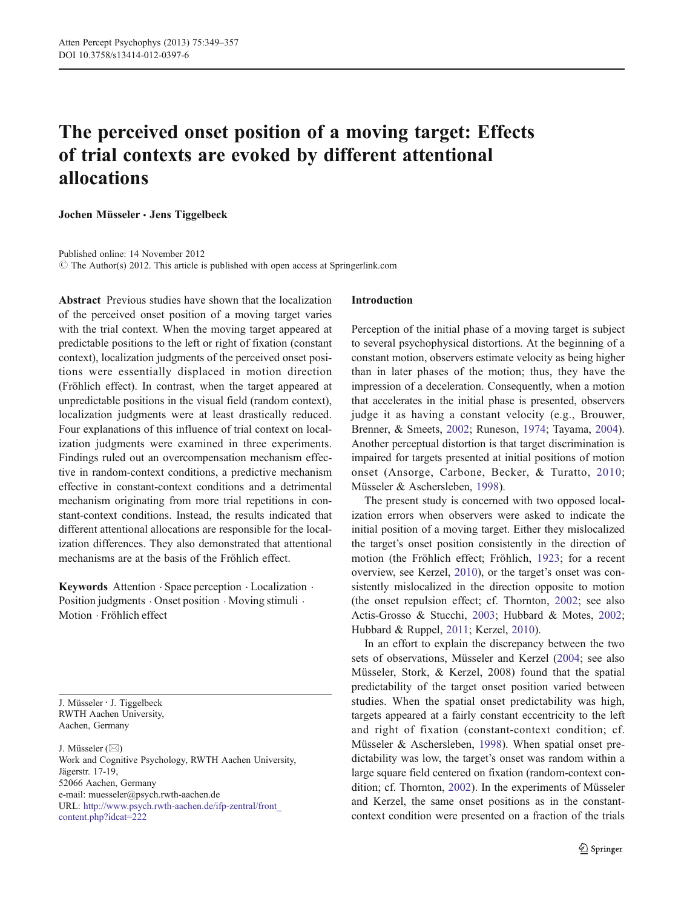# The perceived onset position of a moving target: Effects of trial contexts are evoked by different attentional allocations

**Jochen Müsseler · Jens Tiggelbeck**

Published online: 14 November 2012
© The Author(s) 2012. This article is published with open access at Springerlink.com

**Abstract** Previous studies have shown that the localization of the perceived onset position of a moving target varies with the trial context. When the moving target appeared at predictable positions to the left or right of fixation (constant context), localization judgments of the perceived onset positions were essentially displaced in motion direction (Fröhlich effect). In contrast, when the target appeared at unpredictable positions in the visual field (random context), localization judgments were at least drastically reduced. Four explanations of this influence of trial context on localization judgments were examined in three experiments. Findings ruled out an overcompensation mechanism effective in random-context conditions, a predictive mechanism effective in constant-context conditions and a detrimental mechanism originating from more trial repetitions in constant-context conditions. Instead, the results indicated that different attentional allocations are responsible for the localization differences. They also demonstrated that attentional mechanisms are at the basis of the Fröhlich effect.

**Keywords** Attention · Space perception · Localization · Position judgments · Onset position · Moving stimuli · Motion · Fröhlich effect

J. Müsseler · J. Tiggelbeck
RWTH Aachen University,
Aachen, Germany

J. Müsseler (✉)
Work and Cognitive Psychology, RWTH Aachen University,
Jägerstr. 17-19,
52066 Aachen, Germany
e-mail: muesseler@psych.rwth-aachen.de
URL: http://www.psych.rwth-aachen.de/ifp-zentral/front_content.php?idcat=222

## Introduction

Perception of the initial phase of a moving target is subject to several psychophysical distortions. At the beginning of a constant motion, observers estimate velocity as being higher than in later phases of the motion; thus, they have the impression of a deceleration. Consequently, when a motion that accelerates in the initial phase is presented, observers judge it as having a constant velocity (e.g., Brouwer, Brenner, & Smeets, 2002; Runeson, 1974; Tayama, 2004). Another perceptual distortion is that target discrimination is impaired for targets presented at initial positions of motion onset (Ansorge, Carbone, Becker, & Turatto, 2010; Müsseler & Aschersleben, 1998).

The present study is concerned with two opposed localization errors when observers were asked to indicate the initial position of a moving target. Either they mislocalized the target's onset position consistently in the direction of motion (the Fröhlich effect; Fröhlich, 1923; for a recent overview, see Kerzel, 2010), or the target's onset was consistently mislocalized in the direction opposite to motion (the onset repulsion effect; cf. Thornton, 2002; see also Actis-Grosso & Stucchi, 2003; Hubbard & Motes, 2002; Hubbard & Ruppel, 2011; Kerzel, 2010).

In an effort to explain the discrepancy between the two sets of observations, Müsseler and Kerzel (2004; see also Müsseler, Stork, & Kerzel, 2008) found that the spatial predictability of the target onset position varied between studies. When the spatial onset predictability was high, targets appeared at a fairly constant eccentricity to the left and right of fixation (constant-context condition; cf. Müsseler & Aschersleben, 1998). When spatial onset predictability was low, the target's onset was random within a large square field centered on fixation (random-context condition; cf. Thornton, 2002). In the experiments of Müsseler and Kerzel, the same onset positions as in the constant-context condition were presented on a fraction of the trials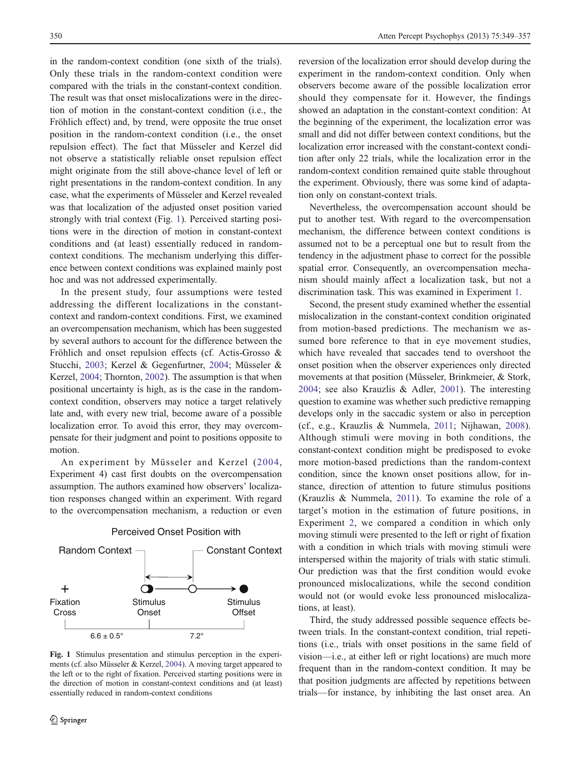in the random-context condition (one sixth of the trials). Only these trials in the random-context condition were compared with the trials in the constant-context condition. The result was that onset mislocalizations were in the direction of motion in the constant-context condition (i.e., the Fröhlich effect) and, by trend, were opposite the true onset position in the random-context condition (i.e., the onset repulsion effect). The fact that Müsseler and Kerzel did not observe a statistically reliable onset repulsion effect might originate from the still above-chance level of left or right presentations in the random-context condition. In any case, what the experiments of Müsseler and Kerzel revealed was that localization of the adjusted onset position varied strongly with trial context (Fig. 1). Perceived starting positions were in the direction of motion in constant-context conditions and (at least) essentially reduced in random-context conditions. The mechanism underlying this difference between context conditions was explained mainly post hoc and was not addressed experimentally.

In the present study, four assumptions were tested addressing the different localizations in the constant-context and random-context conditions. First, we examined an overcompensation mechanism, which has been suggested by several authors to account for the difference between the Fröhlich and onset repulsion effects (cf. Actis-Grosso & Stucchi, 2003; Kerzel & Gegenfurtner, 2004; Müsseler & Kerzel, 2004; Thornton, 2002). The assumption is that when positional uncertainty is high, as is the case in the random-context condition, observers may notice a target relatively late and, with every new trial, become aware of a possible localization error. To avoid this error, they may overcompensate for their judgment and point to positions opposite to motion.

An experiment by Müsseler and Kerzel (2004, Experiment 4) cast first doubts on the overcompensation assumption. The authors examined how observers' localization responses changed within an experiment. With regard to the overcompensation mechanism, a reduction or even reversion of the localization error should develop during the experiment in the random-context condition. Only when observers become aware of the possible localization error should they compensate for it. However, the findings showed an adaptation in the constant-context condition: At the beginning of the experiment, the localization error was small and did not differ between context conditions, but the localization error increased with the constant-context condition after only 22 trials, while the localization error in the random-context condition remained quite stable throughout the experiment. Obviously, there was some kind of adaptation only on constant-context trials.

Nevertheless, the overcompensation account should be put to another test. With regard to the overcompensation mechanism, the difference between context conditions is assumed not to be a perceptual one but to result from the tendency in the adjustment phase to correct for the possible spatial error. Consequently, an overcompensation mechanism should mainly affect a localization task, but not a discrimination task. This was examined in Experiment 1.

Second, the present study examined whether the essential mislocalization in the constant-context condition originated from motion-based predictions. The mechanism we assumed bore reference to that in eye movement studies, which have revealed that saccades tend to overshoot the onset position when the observer experiences only directed movements at that position (Müsseler, Brinkmeier, & Stork, 2004; see also Krauzlis & Adler, 2001). The interesting question to examine was whether such predictive remapping develops only in the saccadic system or also in perception (cf., e.g., Krauzlis & Nummela, 2011; Nijhawan, 2008). Although stimuli were moving in both conditions, the constant-context condition might be predisposed to evoke more motion-based predictions than the random-context condition, since the known onset positions allow, for instance, direction of attention to future stimulus positions (Krauzlis & Nummela, 2011). To examine the role of a target's motion in the estimation of future positions, in Experiment 2, we compared a condition in which only moving stimuli were presented to the left or right of fixation with a condition in which trials with moving stimuli were interspersed within the majority of trials with static stimuli. Our prediction was that the first condition would evoke pronounced mislocalizations, while the second condition would not (or would evoke less pronounced mislocalizations, at least).

Third, the study addressed possible sequence effects between trials. In the constant-context condition, trial repetitions (i.e., trials with onset positions in the same field of vision—i.e., at either left or right locations) are much more frequent than in the random-context condition. It may be that position judgments are affected by repetitions between trials—for instance, by inhibiting the last onset area. An

**Fig. 1** Stimulus presentation and stimulus perception in the experiments (cf. also Müsseler & Kerzel, 2004). A moving target appeared to the left or to the right of fixation. Perceived starting positions were in the direction of motion in constant-context conditions and (at least) essentially reduced in random-context conditions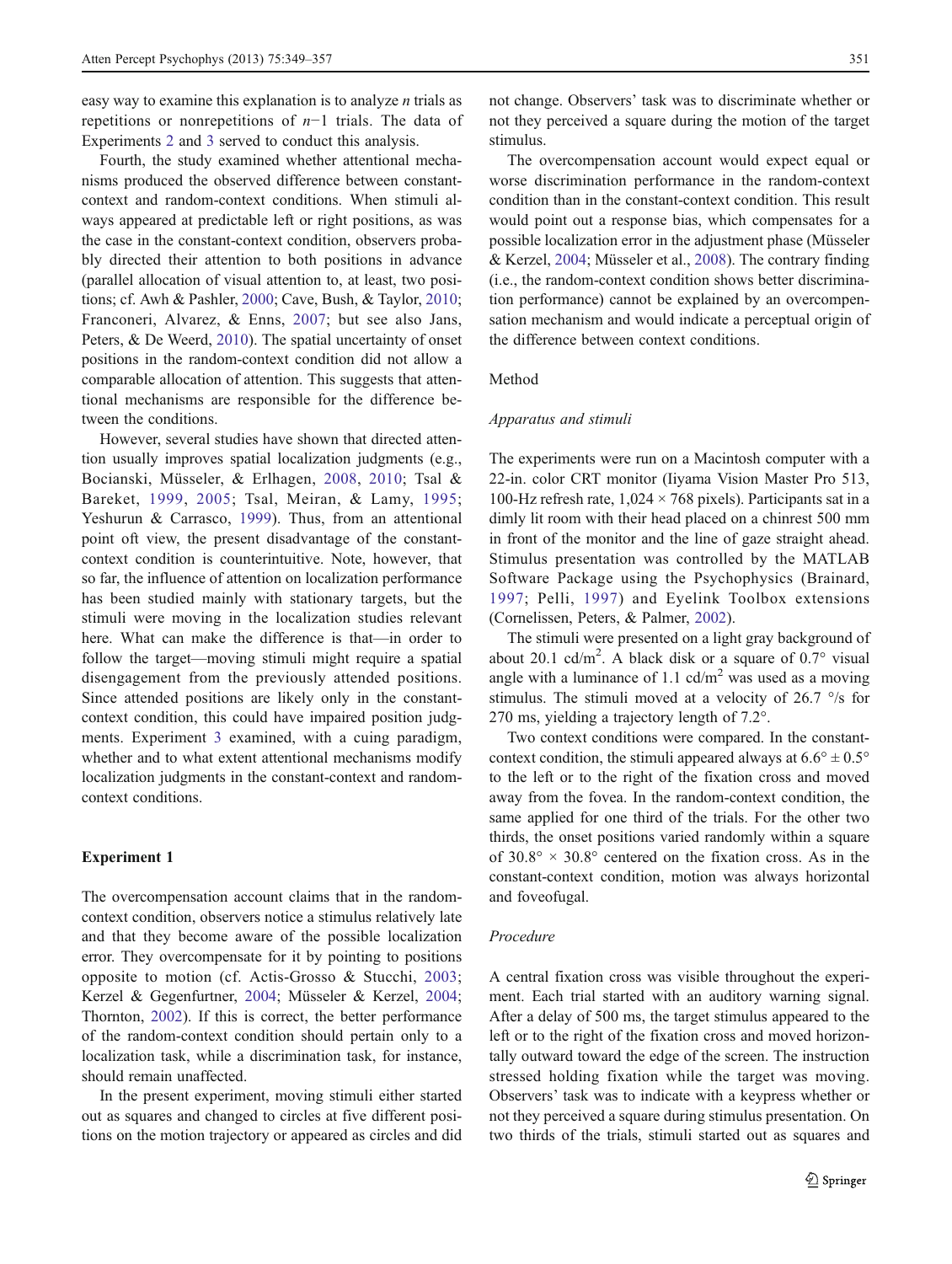easy way to examine this explanation is to analyze $n$ trials as repetitions or nonrepetitions of $n-1$ trials. The data of Experiments 2 and 3 served to conduct this analysis.

Fourth, the study examined whether attentional mechanisms produced the observed difference between constant-context and random-context conditions. When stimuli always appeared at predictable left or right positions, as was the case in the constant-context condition, observers probably directed their attention to both positions in advance (parallel allocation of visual attention to, at least, two positions; cf. Awh & Pashler, 2000; Cave, Bush, & Taylor, 2010; Franconeri, Alvarez, & Enns, 2007; but see also Jans, Peters, & De Weerd, 2010). The spatial uncertainty of onset positions in the random-context condition did not allow a comparable allocation of attention. This suggests that attentional mechanisms are responsible for the difference between the conditions.

However, several studies have shown that directed attention usually improves spatial localization judgments (e.g., Bocianski, Müsseler, & Erlhagen, 2008, 2010; Tsal & Bareket, 1999, 2005; Tsal, Meiran, & Lamy, 1995; Yeshurun & Carrasco, 1999). Thus, from an attentional point oft view, the present disadvantage of the constant-context condition is counterintuitive. Note, however, that so far, the influence of attention on localization performance has been studied mainly with stationary targets, but the stimuli were moving in the localization studies relevant here. What can make the difference is that—in order to follow the target—moving stimuli might require a spatial disengagement from the previously attended positions. Since attended positions are likely only in the constant-context condition, this could have impaired position judgments. Experiment 3 examined, with a cuing paradigm, whether and to what extent attentional mechanisms modify localization judgments in the constant-context and random-context conditions.

## Experiment 1

The overcompensation account claims that in the random-context condition, observers notice a stimulus relatively late and that they become aware of the possible localization error. They overcompensate for it by pointing to positions opposite to motion (cf. Actis-Grosso & Stucchi, 2003; Kerzel & Gegenfurtner, 2004; Müsseler & Kerzel, 2004; Thornton, 2002). If this is correct, the better performance of the random-context condition should pertain only to a localization task, while a discrimination task, for instance, should remain unaffected.

In the present experiment, moving stimuli either started out as squares and changed to circles at five different positions on the motion trajectory or appeared as circles and did not change. Observers' task was to discriminate whether or not they perceived a square during the motion of the target stimulus.

The overcompensation account would expect equal or worse discrimination performance in the random-context condition than in the constant-context condition. This result would point out a response bias, which compensates for a possible localization error in the adjustment phase (Müsseler & Kerzel, 2004; Müsseler et al., 2008). The contrary finding (i.e., the random-context condition shows better discrimination performance) cannot be explained by an overcompensation mechanism and would indicate a perceptual origin of the difference between context conditions.

### Method

#### *Apparatus and stimuli*

The experiments were run on a Macintosh computer with a 22-in. color CRT monitor (Iiyama Vision Master Pro 513, 100-Hz refresh rate, 1,024 × 768 pixels). Participants sat in a dimly lit room with their head placed on a chinrest 500 mm in front of the monitor and the line of gaze straight ahead. Stimulus presentation was controlled by the MATLAB Software Package using the Psychophysics (Brainard, 1997; Pelli, 1997) and Eyelink Toolbox extensions (Cornelissen, Peters, & Palmer, 2002).

The stimuli were presented on a light gray background of about 20.1 cd/m$^2$. A black disk or a square of 0.7° visual angle with a luminance of 1.1 cd/m$^2$ was used as a moving stimulus. The stimuli moved at a velocity of 26.7 °/s for 270 ms, yielding a trajectory length of 7.2°.

Two context conditions were compared. In the constant-context condition, the stimuli appeared always at 6.6° ± 0.5° to the left or to the right of the fixation cross and moved away from the fovea. In the random-context condition, the same applied for one third of the trials. For the other two thirds, the onset positions varied randomly within a square of 30.8° × 30.8° centered on the fixation cross. As in the constant-context condition, motion was always horizontal and foveofugal.

#### *Procedure*

A central fixation cross was visible throughout the experiment. Each trial started with an auditory warning signal. After a delay of 500 ms, the target stimulus appeared to the left or to the right of the fixation cross and moved horizontally outward toward the edge of the screen. The instruction stressed holding fixation while the target was moving. Observers' task was to indicate with a keypress whether or not they perceived a square during stimulus presentation. On two thirds of the trials, stimuli started out as squares and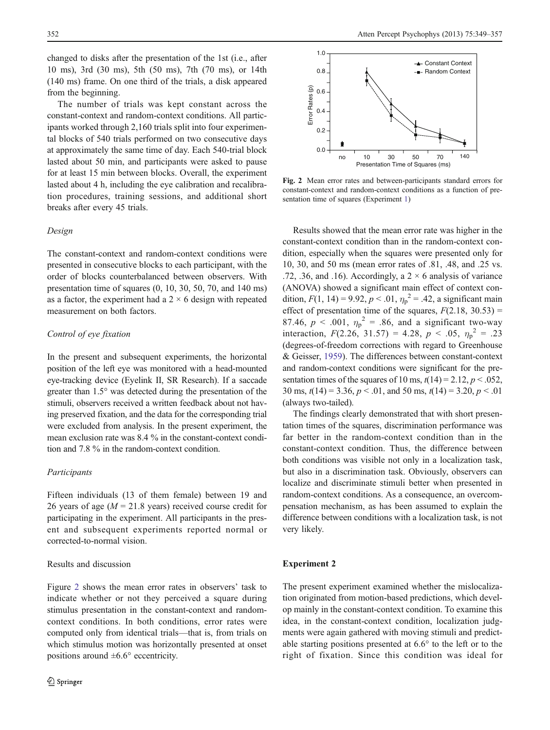changed to disks after the presentation of the 1st (i.e., after 10 ms), 3rd (30 ms), 5th (50 ms), 7th (70 ms), or 14th (140 ms) frame. On one third of the trials, a disk appeared from the beginning.

The number of trials was kept constant across the constant-context and random-context conditions. All participants worked through 2,160 trials split into four experimental blocks of 540 trials performed on two consecutive days at approximately the same time of day. Each 540-trial block lasted about 50 min, and participants were asked to pause for at least 15 min between blocks. Overall, the experiment lasted about 4 h, including the eye calibration and recalibration procedures, training sessions, and additional short breaks after every 45 trials.

*Design*

The constant-context and random-context conditions were presented in consecutive blocks to each participant, with the order of blocks counterbalanced between observers. With presentation time of squares (0, 10, 30, 50, 70, and 140 ms) as a factor, the experiment had a $2 \times 6$ design with repeated measurement on both factors.

*Control of eye fixation*

In the present and subsequent experiments, the horizontal position of the left eye was monitored with a head-mounted eye-tracking device (Eyelink II, SR Research). If a saccade greater than 1.5° was detected during the presentation of the stimuli, observers received a written feedback about not having preserved fixation, and the data for the corresponding trial were excluded from analysis. In the present experiment, the mean exclusion rate was 8.4 % in the constant-context condition and 7.8 % in the random-context condition.

*Participants*

Fifteen individuals (13 of them female) between 19 and 26 years of age ($M = 21.8$ years) received course credit for participating in the experiment. All participants in the present and subsequent experiments reported normal or corrected-to-normal vision.

Results and discussion

Figure 2 shows the mean error rates in observers' task to indicate whether or not they perceived a square during stimulus presentation in the constant-context and random-context conditions. In both conditions, error rates were computed only from identical trials—that is, from trials on which stimulus motion was horizontally presented at onset positions around ±6.6° eccentricity.

**Fig. 2** Mean error rates and between-participants standard errors for constant-context and random-context conditions as a function of presentation time of squares (Experiment 1)

Results showed that the mean error rate was higher in the constant-context condition than in the random-context condition, especially when the squares were presented only for 10, 30, and 50 ms (mean error rates of .81, .48, and .25 vs. .72, .36, and .16). Accordingly, a $2 \times 6$ analysis of variance (ANOVA) showed a significant main effect of context condition, $F(1, 14) = 9.92$, $p < .01$, $\eta_p^2 = .42$, a significant main effect of presentation time of the squares, $F(2.18, 30.53) = 87.46$, $p < .001$, $\eta_p^2 = .86$, and a significant two-way interaction, $F(2.26, 31.57) = 4.28$, $p < .05$, $\eta_p^2 = .23$ (degrees-of-freedom corrections with regard to Greenhouse & Geisser, 1959). The differences between constant-context and random-context conditions were significant for the presentation times of the squares of 10 ms, $t(14) = 2.12$, $p < .052$, 30 ms, $t(14) = 3.36$, $p < .01$, and 50 ms, $t(14) = 3.20$, $p < .01$ (always two-tailed).

The findings clearly demonstrated that with short presentation times of the squares, discrimination performance was far better in the random-context condition than in the constant-context condition. Thus, the difference between both conditions was visible not only in a localization task, but also in a discrimination task. Obviously, observers can localize and discriminate stimuli better when presented in random-context conditions. As a consequence, an overcompensation mechanism, as has been assumed to explain the difference between conditions with a localization task, is not very likely.

## Experiment 2

The present experiment examined whether the mislocalization originated from motion-based predictions, which develop mainly in the constant-context condition. To examine this idea, in the constant-context condition, localization judgments were again gathered with moving stimuli and predictable starting positions presented at 6.6° to the left or to the right of fixation. Since this condition was ideal for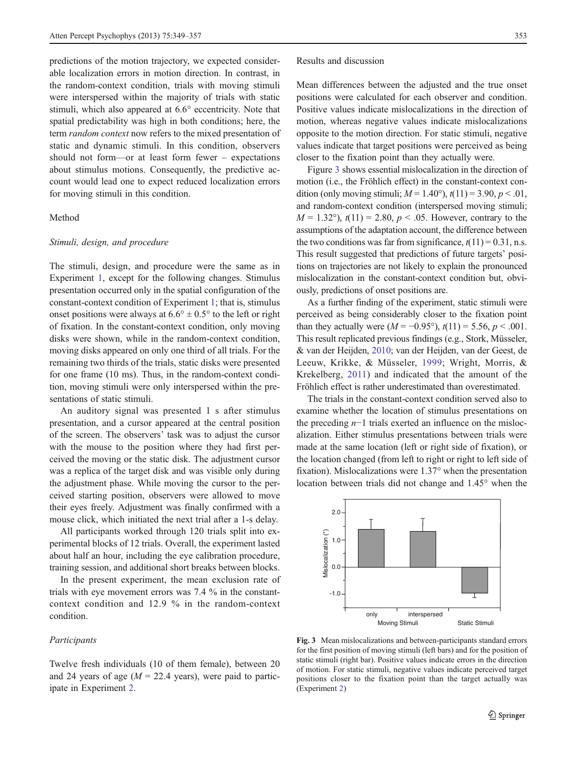predictions of the motion trajectory, we expected considerable localization errors in motion direction. In contrast, in the random-context condition, trials with moving stimuli were interspersed within the majority of trials with static stimuli, which also appeared at 6.6° eccentricity. Note that spatial predictability was high in both conditions; here, the term *random context* now refers to the mixed presentation of static and dynamic stimuli. In this condition, observers should not form—or at least form fewer – expectations about stimulus motions. Consequently, the predictive account would lead one to expect reduced localization errors for moving stimuli in this condition.

## Method

### *Stimuli, design, and procedure*

The stimuli, design, and procedure were the same as in Experiment 1, except for the following changes. Stimulus presentation occurred only in the spatial configuration of the constant-context condition of Experiment 1; that is, stimulus onset positions were always at 6.6° ± 0.5° to the left or right of fixation. In the constant-context condition, only moving disks were shown, while in the random-context condition, moving disks appeared on only one third of all trials. For the remaining two thirds of the trials, static disks were presented for one frame (10 ms). Thus, in the random-context condition, moving stimuli were only interspersed within the presentations of static stimuli.

An auditory signal was presented 1 s after stimulus presentation, and a cursor appeared at the central position of the screen. The observers' task was to adjust the cursor with the mouse to the position where they had first perceived the moving or the static disk. The adjustment cursor was a replica of the target disk and was visible only during the adjustment phase. While moving the cursor to the perceived starting position, observers were allowed to move their eyes freely. Adjustment was finally confirmed with a mouse click, which initiated the next trial after a 1-s delay.

All participants worked through 120 trials split into experimental blocks of 12 trials. Overall, the experiment lasted about half an hour, including the eye calibration procedure, training session, and additional short breaks between blocks.

In the present experiment, the mean exclusion rate of trials with eye movement errors was 7.4 % in the constant-context condition and 12.9 % in the random-context condition.

### *Participants*

Twelve fresh individuals (10 of them female), between 20 and 24 years of age ($M$ = 22.4 years), were paid to participate in Experiment 2.

## Results and discussion

Mean differences between the adjusted and the true onset positions were calculated for each observer and condition. Positive values indicate mislocalizations in the direction of motion, whereas negative values indicate mislocalizations opposite to the motion direction. For static stimuli, negative values indicate that target positions were perceived as being closer to the fixation point than they actually were.

Figure 3 shows essential mislocalization in the direction of motion (i.e., the Fröhlich effect) in the constant-context condition (only moving stimuli; $M$ = 1.40°), $t(11) = 3.90$, $p < .01$, and random-context condition (interspersed moving stimuli; $M$ = 1.32°), $t(11) = 2.80$, $p < .05$. However, contrary to the assumptions of the adaptation account, the difference between the two conditions was far from significance, $t(11) = 0.31$, n.s. This result suggested that predictions of future targets' positions on trajectories are not likely to explain the pronounced mislocalization in the constant-context condition but, obviously, predictions of onset positions are.

As a further finding of the experiment, static stimuli were perceived as being considerably closer to the fixation point than they actually were ($M$ = −0.95°), $t(11) = 5.56$, $p < .001$. This result replicated previous findings (e.g., Stork, Müsseler, & van der Heijden, 2010; van der Heijden, van der Geest, de Leeuw, Krikke, & Müsseler, 1999; Wright, Morris, & Krekelberg, 2011) and indicated that the amount of the Fröhlich effect is rather underestimated than overestimated.

The trials in the constant-context condition served also to examine whether the location of stimulus presentations on the preceding $n-1$ trials exerted an influence on the mislocalization. Either stimulus presentations between trials were made at the same location (left or right side of fixation), or the location changed (from left to right or right to left side of fixation). Mislocalizations were 1.37° when the presentation location between trials did not change and 1.45° when the

**Fig. 3** Mean mislocalizations and between-participants standard errors for the first position of moving stimuli (left bars) and for the position of static stimuli (right bar). Positive values indicate errors in the direction of motion. For static stimuli, negative values indicate perceived target positions closer to the fixation point than the target actually was (Experiment 2)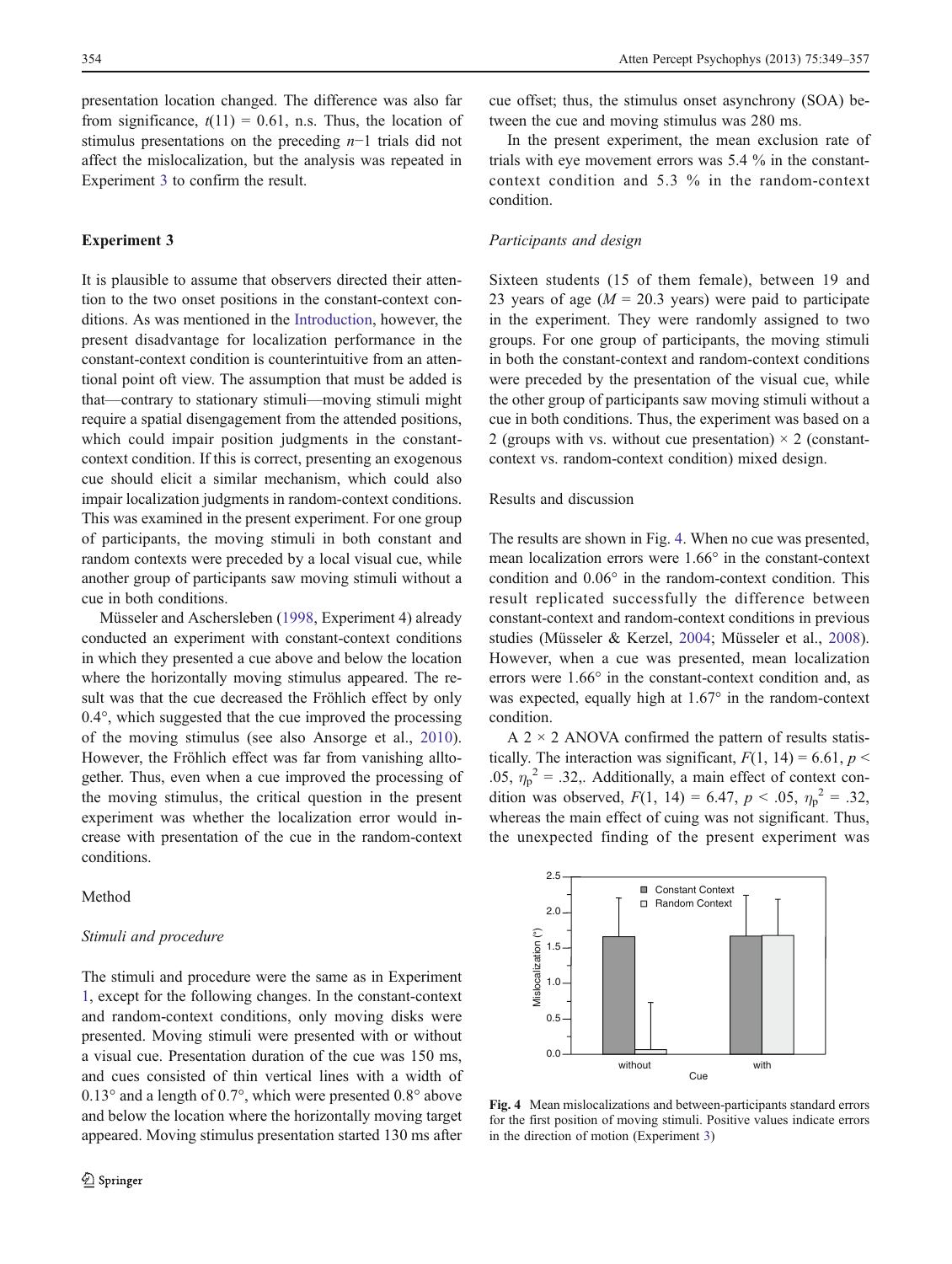presentation location changed. The difference was also far from significance, $t(11) = 0.61$, n.s. Thus, the location of stimulus presentations on the preceding $n-1$ trials did not affect the mislocalization, but the analysis was repeated in Experiment 3 to confirm the result.

## Experiment 3

It is plausible to assume that observers directed their attention to the two onset positions in the constant-context conditions. As was mentioned in the Introduction, however, the present disadvantage for localization performance in the constant-context condition is counterintuitive from an attentional point oft view. The assumption that must be added is that—contrary to stationary stimuli—moving stimuli might require a spatial disengagement from the attended positions, which could impair position judgments in the constant-context condition. If this is correct, presenting an exogenous cue should elicit a similar mechanism, which could also impair localization judgments in random-context conditions. This was examined in the present experiment. For one group of participants, the moving stimuli in both constant and random contexts were preceded by a local visual cue, while another group of participants saw moving stimuli without a cue in both conditions.

Müsseler and Aschersleben (1998, Experiment 4) already conducted an experiment with constant-context conditions in which they presented a cue above and below the location where the horizontally moving stimulus appeared. The result was that the cue decreased the Fröhlich effect by only 0.4°, which suggested that the cue improved the processing of the moving stimulus (see also Ansorge et al., 2010). However, the Fröhlich effect was far from vanishing alltogether. Thus, even when a cue improved the processing of the moving stimulus, the critical question in the present experiment was whether the localization error would increase with presentation of the cue in the random-context conditions.

### Method

#### *Stimuli and procedure*

The stimuli and procedure were the same as in Experiment 1, except for the following changes. In the constant-context and random-context conditions, only moving disks were presented. Moving stimuli were presented with or without a visual cue. Presentation duration of the cue was 150 ms, and cues consisted of thin vertical lines with a width of 0.13° and a length of 0.7°, which were presented 0.8° above and below the location where the horizontally moving target appeared. Moving stimulus presentation started 130 ms after cue offset; thus, the stimulus onset asynchrony (SOA) between the cue and moving stimulus was 280 ms.

In the present experiment, the mean exclusion rate of trials with eye movement errors was 5.4 % in the constant-context condition and 5.3 % in the random-context condition.

#### *Participants and design*

Sixteen students (15 of them female), between 19 and 23 years of age ($M = 20.3$ years) were paid to participate in the experiment. They were randomly assigned to two groups. For one group of participants, the moving stimuli in both the constant-context and random-context conditions were preceded by the presentation of the visual cue, while the other group of participants saw moving stimuli without a cue in both conditions. Thus, the experiment was based on a 2 (groups with vs. without cue presentation) × 2 (constant-context vs. random-context condition) mixed design.

### Results and discussion

The results are shown in Fig. 4. When no cue was presented, mean localization errors were 1.66° in the constant-context condition and 0.06° in the random-context condition. This result replicated successfully the difference between constant-context and random-context conditions in previous studies (Müsseler & Kerzel, 2004; Müsseler et al., 2008). However, when a cue was presented, mean localization errors were 1.66° in the constant-context condition and, as was expected, equally high at 1.67° in the random-context condition.

A 2 × 2 ANOVA confirmed the pattern of results statistically. The interaction was significant, $F(1, 14) = 6.61$, $p < .05$, $\eta_p^2 = .32$,. Additionally, a main effect of context condition was observed, $F(1, 14) = 6.47$, $p < .05$, $\eta_p^2 = .32$, whereas the main effect of cuing was not significant. Thus, the unexpected finding of the present experiment was

**Fig. 4** Mean mislocalizations and between-participants standard errors for the first position of moving stimuli. Positive values indicate errors in the direction of motion (Experiment 3)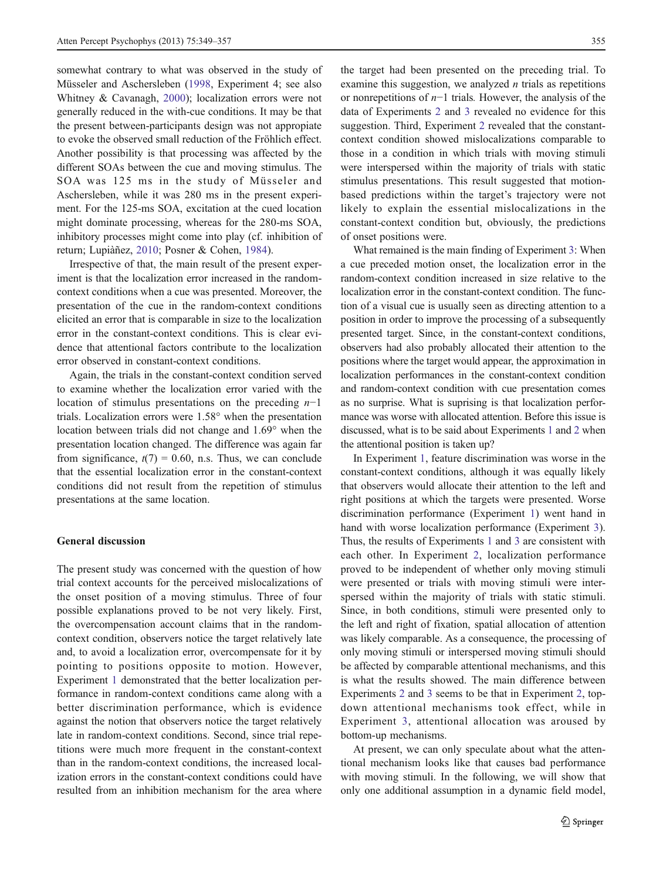somewhat contrary to what was observed in the study of Müsseler and Aschersleben (1998, Experiment 4; see also Whitney & Cavanagh, 2000); localization errors were not generally reduced in the with-cue conditions. It may be that the present between-participants design was not appropiate to evoke the observed small reduction of the Fröhlich effect. Another possibility is that processing was affected by the different SOAs between the cue and moving stimulus. The SOA was 125 ms in the study of Müsseler and Aschersleben, while it was 280 ms in the present experiment. For the 125-ms SOA, excitation at the cued location might dominate processing, whereas for the 280-ms SOA, inhibitory processes might come into play (cf. inhibition of return; Lupiàñez, 2010; Posner & Cohen, 1984).

Irrespective of that, the main result of the present experiment is that the localization error increased in the random-context conditions when a cue was presented. Moreover, the presentation of the cue in the random-context conditions elicited an error that is comparable in size to the localization error in the constant-context conditions. This is clear evidence that attentional factors contribute to the localization error observed in constant-context conditions.

Again, the trials in the constant-context condition served to examine whether the localization error varied with the location of stimulus presentations on the preceding $n{-}1$ trials. Localization errors were 1.58° when the presentation location between trials did not change and 1.69° when the presentation location changed. The difference was again far from significance, $t(7) = 0.60$, n.s. Thus, we can conclude that the essential localization error in the constant-context conditions did not result from the repetition of stimulus presentations at the same location.

## General discussion

The present study was concerned with the question of how trial context accounts for the perceived mislocalizations of the onset position of a moving stimulus. Three of four possible explanations proved to be not very likely. First, the overcompensation account claims that in the random-context condition, observers notice the target relatively late and, to avoid a localization error, overcompensate for it by pointing to positions opposite to motion. However, Experiment 1 demonstrated that the better localization performance in random-context conditions came along with a better discrimination performance, which is evidence against the notion that observers notice the target relatively late in random-context conditions. Second, since trial repetitions were much more frequent in the constant-context than in the random-context conditions, the increased localization errors in the constant-context conditions could have resulted from an inhibition mechanism for the area where the target had been presented on the preceding trial. To examine this suggestion, we analyzed $n$ trials as repetitions or nonrepetitions of $n{-}1$ trials. However, the analysis of the data of Experiments 2 and 3 revealed no evidence for this suggestion. Third, Experiment 2 revealed that the constant-context condition showed mislocalizations comparable to those in a condition in which trials with moving stimuli were interspersed within the majority of trials with static stimulus presentations. This result suggested that motion-based predictions within the target's trajectory were not likely to explain the essential mislocalizations in the constant-context condition but, obviously, the predictions of onset positions were.

What remained is the main finding of Experiment 3: When a cue preceded motion onset, the localization error in the random-context condition increased in size relative to the localization error in the constant-context condition. The function of a visual cue is usually seen as directing attention to a position in order to improve the processing of a subsequently presented target. Since, in the constant-context conditions, observers had also probably allocated their attention to the positions where the target would appear, the approximation in localization performances in the constant-context condition and random-context condition with cue presentation comes as no surprise. What is suprising is that localization performance was worse with allocated attention. Before this issue is discussed, what is to be said about Experiments 1 and 2 when the attentional position is taken up?

In Experiment 1, feature discrimination was worse in the constant-context conditions, although it was equally likely that observers would allocate their attention to the left and right positions at which the targets were presented. Worse discrimination performance (Experiment 1) went hand in hand with worse localization performance (Experiment 3). Thus, the results of Experiments 1 and 3 are consistent with each other. In Experiment 2, localization performance proved to be independent of whether only moving stimuli were presented or trials with moving stimuli were interspersed within the majority of trials with static stimuli. Since, in both conditions, stimuli were presented only to the left and right of fixation, spatial allocation of attention was likely comparable. As a consequence, the processing of only moving stimuli or interspersed moving stimuli should be affected by comparable attentional mechanisms, and this is what the results showed. The main difference between Experiments 2 and 3 seems to be that in Experiment 2, top-down attentional mechanisms took effect, while in Experiment 3, attentional allocation was aroused by bottom-up mechanisms.

At present, we can only speculate about what the attentional mechanism looks like that causes bad performance with moving stimuli. In the following, we will show that only one additional assumption in a dynamic field model,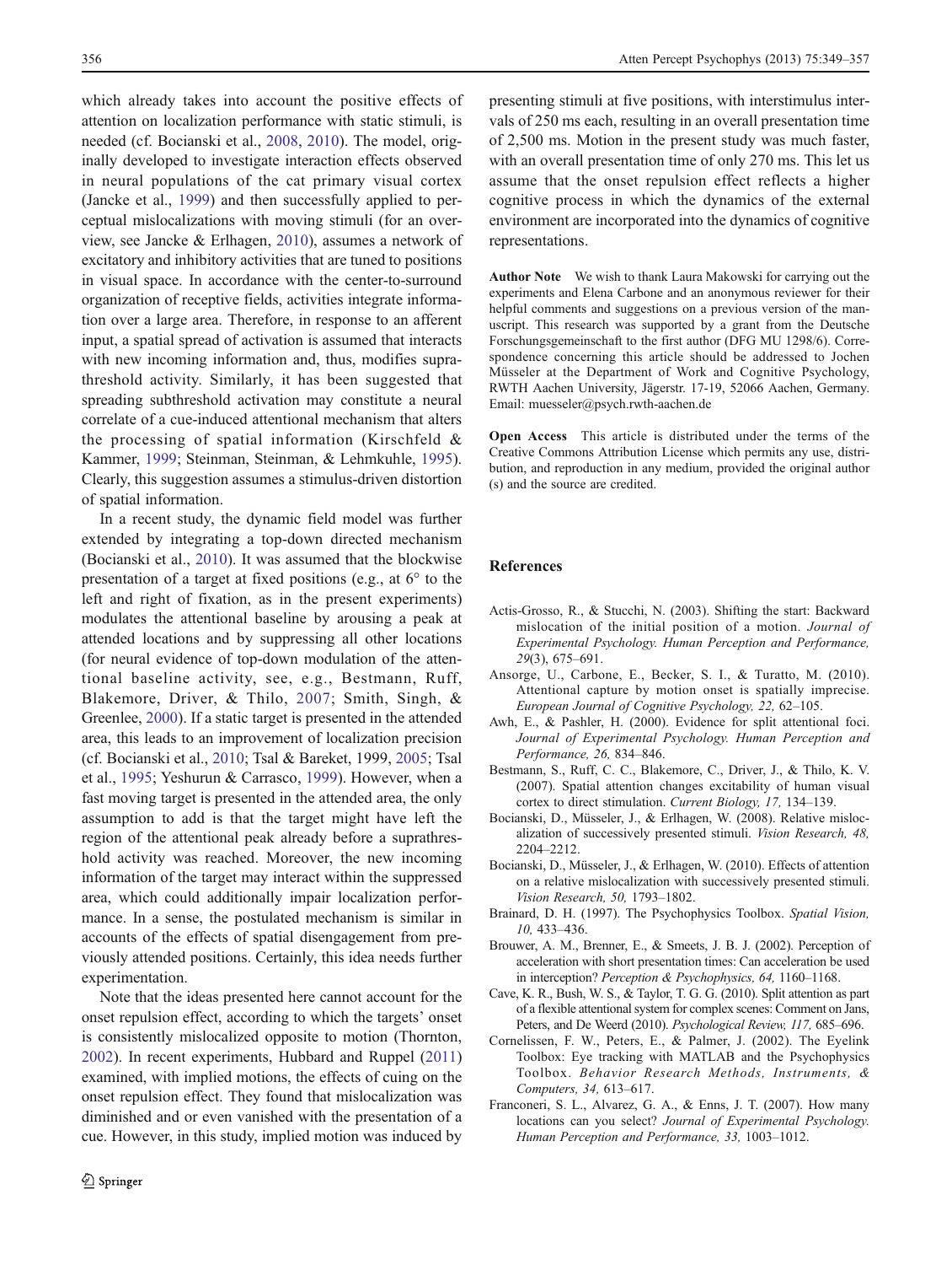which already takes into account the positive effects of attention on localization performance with static stimuli, is needed (cf. Bocianski et al., 2008, 2010). The model, originally developed to investigate interaction effects observed in neural populations of the cat primary visual cortex (Jancke et al., 1999) and then successfully applied to perceptual mislocalizations with moving stimuli (for an overview, see Jancke & Erlhagen, 2010), assumes a network of excitatory and inhibitory activities that are tuned to positions in visual space. In accordance with the center-to-surround organization of receptive fields, activities integrate information over a large area. Therefore, in response to an afferent input, a spatial spread of activation is assumed that interacts with new incoming information and, thus, modifies suprathreshold activity. Similarly, it has been suggested that spreading subthreshold activation may constitute a neural correlate of a cue-induced attentional mechanism that alters the processing of spatial information (Kirschfeld & Kammer, 1999; Steinman, Steinman, & Lehmkuhle, 1995). Clearly, this suggestion assumes a stimulus-driven distortion of spatial information.

In a recent study, the dynamic field model was further extended by integrating a top-down directed mechanism (Bocianski et al., 2010). It was assumed that the blockwise presentation of a target at fixed positions (e.g., at 6° to the left and right of fixation, as in the present experiments) modulates the attentional baseline by arousing a peak at attended locations and by suppressing all other locations (for neural evidence of top-down modulation of the attentional baseline activity, see, e.g., Bestmann, Ruff, Blakemore, Driver, & Thilo, 2007; Smith, Singh, & Greenlee, 2000). If a static target is presented in the attended area, this leads to an improvement of localization precision (cf. Bocianski et al., 2010; Tsal & Bareket, 1999, 2005; Tsal et al., 1995; Yeshurun & Carrasco, 1999). However, when a fast moving target is presented in the attended area, the only assumption to add is that the target might have left the region of the attentional peak already before a suprathreshold activity was reached. Moreover, the new incoming information of the target may interact within the suppressed area, which could additionally impair localization performance. In a sense, the postulated mechanism is similar in accounts of the effects of spatial disengagement from previously attended positions. Certainly, this idea needs further experimentation.

Note that the ideas presented here cannot account for the onset repulsion effect, according to which the targets' onset is consistently mislocalized opposite to motion (Thornton, 2002). In recent experiments, Hubbard and Ruppel (2011) examined, with implied motions, the effects of cuing on the onset repulsion effect. They found that mislocalization was diminished and or even vanished with the presentation of a cue. However, in this study, implied motion was induced by presenting stimuli at five positions, with interstimulus intervals of 250 ms each, resulting in an overall presentation time of 2,500 ms. Motion in the present study was much faster, with an overall presentation time of only 270 ms. This let us assume that the onset repulsion effect reflects a higher cognitive process in which the dynamics of the external environment are incorporated into the dynamics of cognitive representations.

**Author Note** We wish to thank Laura Makowski for carrying out the experiments and Elena Carbone and an anonymous reviewer for their helpful comments and suggestions on a previous version of the manuscript. This research was supported by a grant from the Deutsche Forschungsgemeinschaft to the first author (DFG MU 1298/6). Correspondence concerning this article should be addressed to Jochen Müsseler at the Department of Work and Cognitive Psychology, RWTH Aachen University, Jägerstr. 17-19, 52066 Aachen, Germany. Email: muesseler@psych.rwth-aachen.de

**Open Access** This article is distributed under the terms of the Creative Commons Attribution License which permits any use, distribution, and reproduction in any medium, provided the original author (s) and the source are credited.

## References

- Actis-Grosso, R., & Stucchi, N. (2003). Shifting the start: Backward mislocation of the initial position of a motion. *Journal of Experimental Psychology. Human Perception and Performance, 29*(3), 675–691.
- Ansorge, U., Carbone, E., Becker, S. I., & Turatto, M. (2010). Attentional capture by motion onset is spatially imprecise. *European Journal of Cognitive Psychology, 22,* 62–105.
- Awh, E., & Pashler, H. (2000). Evidence for split attentional foci. *Journal of Experimental Psychology. Human Perception and Performance, 26,* 834–846.
- Bestmann, S., Ruff, C. C., Blakemore, C., Driver, J., & Thilo, K. V. (2007). Spatial attention changes excitability of human visual cortex to direct stimulation. *Current Biology, 17,* 134–139.
- Bocianski, D., Müsseler, J., & Erlhagen, W. (2008). Relative mislocalization of successively presented stimuli. *Vision Research, 48,* 2204–2212.
- Bocianski, D., Müsseler, J., & Erlhagen, W. (2010). Effects of attention on a relative mislocalization with successively presented stimuli. *Vision Research, 50,* 1793–1802.
- Brainard, D. H. (1997). The Psychophysics Toolbox. *Spatial Vision, 10,* 433–436.
- Brouwer, A. M., Brenner, E., & Smeets, J. B. J. (2002). Perception of acceleration with short presentation times: Can acceleration be used in interception? *Perception & Psychophysics, 64,* 1160–1168.
- Cave, K. R., Bush, W. S., & Taylor, T. G. G. (2010). Split attention as part of a flexible attentional system for complex scenes: Comment on Jans, Peters, and De Weerd (2010). *Psychological Review, 117,* 685–696.
- Cornelissen, F. W., Peters, E., & Palmer, J. (2002). The Eyelink Toolbox: Eye tracking with MATLAB and the Psychophysics Toolbox. *Behavior Research Methods, Instruments, & Computers, 34,* 613–617.
- Franconeri, S. L., Alvarez, G. A., & Enns, J. T. (2007). How many locations can you select? *Journal of Experimental Psychology. Human Perception and Performance, 33,* 1003–1012.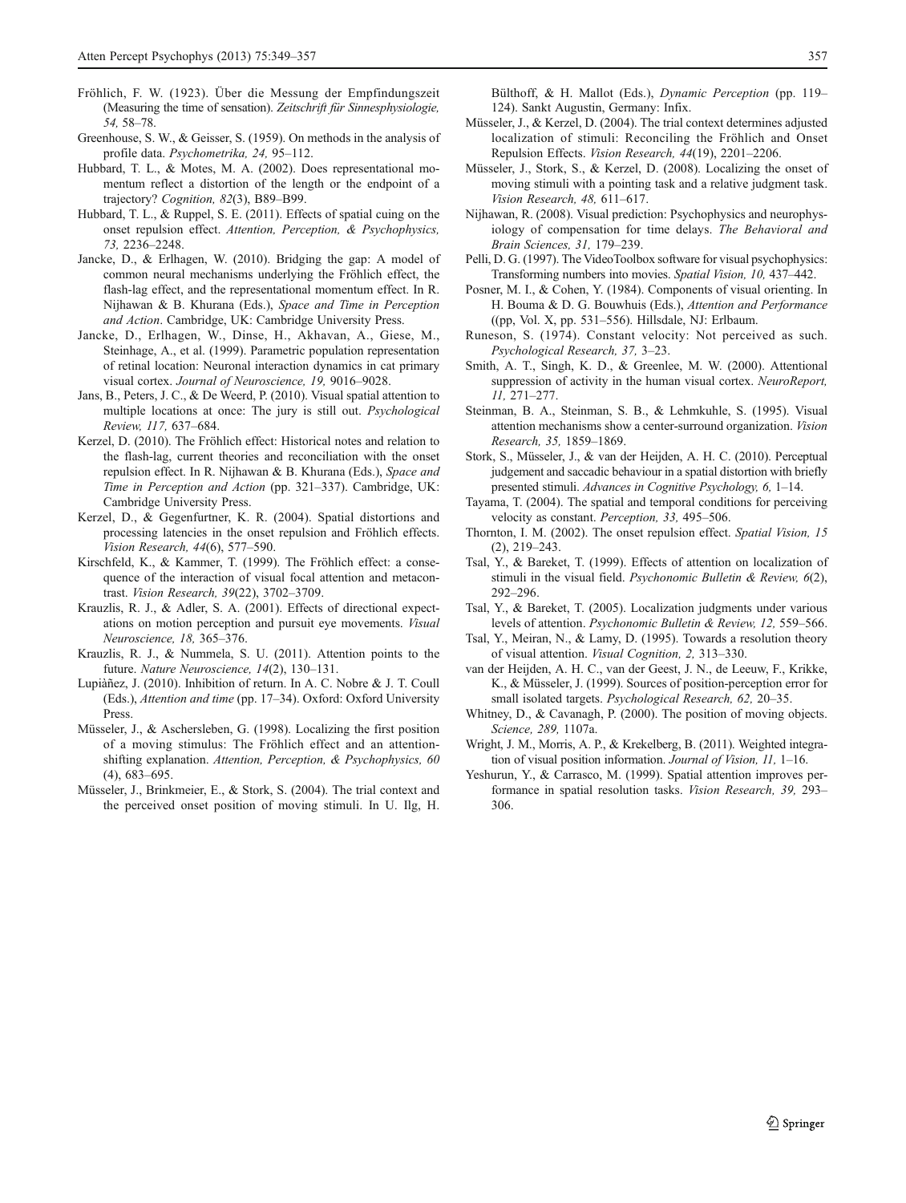Fröhlich, F. W. (1923). Über die Messung der Empfindungszeit (Measuring the time of sensation). *Zeitschrift für Sinnesphysiologie, 54,* 58–78.

Greenhouse, S. W., & Geisser, S. (1959). On methods in the analysis of profile data. *Psychometrika, 24,* 95–112.

Hubbard, T. L., & Motes, M. A. (2002). Does representational momentum reflect a distortion of the length or the endpoint of a trajectory? *Cognition, 82*(3), B89–B99.

Hubbard, T. L., & Ruppel, S. E. (2011). Effects of spatial cuing on the onset repulsion effect. *Attention, Perception, & Psychophysics, 73,* 2236–2248.

Jancke, D., & Erlhagen, W. (2010). Bridging the gap: A model of common neural mechanisms underlying the Fröhlich effect, the flash-lag effect, and the representational momentum effect. In R. Nijhawan & B. Khurana (Eds.), *Space and Time in Perception and Action*. Cambridge, UK: Cambridge University Press.

Jancke, D., Erlhagen, W., Dinse, H., Akhavan, A., Giese, M., Steinhage, A., et al. (1999). Parametric population representation of retinal location: Neuronal interaction dynamics in cat primary visual cortex. *Journal of Neuroscience, 19,* 9016–9028.

Jans, B., Peters, J. C., & De Weerd, P. (2010). Visual spatial attention to multiple locations at once: The jury is still out. *Psychological Review, 117,* 637–684.

Kerzel, D. (2010). The Fröhlich effect: Historical notes and relation to the flash-lag, current theories and reconciliation with the onset repulsion effect. In R. Nijhawan & B. Khurana (Eds.), *Space and Time in Perception and Action* (pp. 321–337). Cambridge, UK: Cambridge University Press.

Kerzel, D., & Gegenfurtner, K. R. (2004). Spatial distortions and processing latencies in the onset repulsion and Fröhlich effects. *Vision Research, 44*(6), 577–590.

Kirschfeld, K., & Kammer, T. (1999). The Fröhlich effect: a consequence of the interaction of visual focal attention and metacontrast. *Vision Research, 39*(22), 3702–3709.

Krauzlis, R. J., & Adler, S. A. (2001). Effects of directional expectations on motion perception and pursuit eye movements. *Visual Neuroscience, 18,* 365–376.

Krauzlis, R. J., & Nummela, S. U. (2011). Attention points to the future. *Nature Neuroscience, 14*(2), 130–131.

Lupiàñez, J. (2010). Inhibition of return. In A. C. Nobre & J. T. Coull (Eds.), *Attention and time* (pp. 17–34). Oxford: Oxford University Press.

Müsseler, J., & Aschersleben, G. (1998). Localizing the first position of a moving stimulus: The Fröhlich effect and an attention-shifting explanation. *Attention, Perception, & Psychophysics, 60* (4), 683–695.

Müsseler, J., Brinkmeier, E., & Stork, S. (2004). The trial context and the perceived onset position of moving stimuli. In U. Ilg, H. Bülthoff, & H. Mallot (Eds.), *Dynamic Perception* (pp. 119–124). Sankt Augustin, Germany: Infix.

Müsseler, J., & Kerzel, D. (2004). The trial context determines adjusted localization of stimuli: Reconciling the Fröhlich and Onset Repulsion Effects. *Vision Research, 44*(19), 2201–2206.

Müsseler, J., Stork, S., & Kerzel, D. (2008). Localizing the onset of moving stimuli with a pointing task and a relative judgment task. *Vision Research, 48,* 611–617.

Nijhawan, R. (2008). Visual prediction: Psychophysics and neurophysiology of compensation for time delays. *The Behavioral and Brain Sciences, 31,* 179–239.

Pelli, D. G. (1997). The VideoToolbox software for visual psychophysics: Transforming numbers into movies. *Spatial Vision, 10,* 437–442.

Posner, M. I., & Cohen, Y. (1984). Components of visual orienting. In H. Bouma & D. G. Bouwhuis (Eds.), *Attention and Performance* ((pp, Vol. X, pp. 531–556). Hillsdale, NJ: Erlbaum.

Runeson, S. (1974). Constant velocity: Not perceived as such. *Psychological Research, 37,* 3–23.

Smith, A. T., Singh, K. D., & Greenlee, M. W. (2000). Attentional suppression of activity in the human visual cortex. *NeuroReport, 11,* 271–277.

Steinman, B. A., Steinman, S. B., & Lehmkuhle, S. (1995). Visual attention mechanisms show a center-surround organization. *Vision Research, 35,* 1859–1869.

Stork, S., Müsseler, J., & van der Heijden, A. H. C. (2010). Perceptual judgement and saccadic behaviour in a spatial distortion with briefly presented stimuli. *Advances in Cognitive Psychology, 6,* 1–14.

Tayama, T. (2004). The spatial and temporal conditions for perceiving velocity as constant. *Perception, 33,* 495–506.

Thornton, I. M. (2002). The onset repulsion effect. *Spatial Vision, 15* (2), 219–243.

Tsal, Y., & Bareket, T. (1999). Effects of attention on localization of stimuli in the visual field. *Psychonomic Bulletin & Review, 6*(2), 292–296.

Tsal, Y., & Bareket, T. (2005). Localization judgments under various levels of attention. *Psychonomic Bulletin & Review, 12,* 559–566.

Tsal, Y., Meiran, N., & Lamy, D. (1995). Towards a resolution theory of visual attention. *Visual Cognition, 2,* 313–330.

van der Heijden, A. H. C., van der Geest, J. N., de Leeuw, F., Krikke, K., & Müsseler, J. (1999). Sources of position-perception error for small isolated targets. *Psychological Research, 62,* 20–35.

Whitney, D., & Cavanagh, P. (2000). The position of moving objects. *Science, 289,* 1107a.

Wright, J. M., Morris, A. P., & Krekelberg, B. (2011). Weighted integration of visual position information. *Journal of Vision, 11,* 1–16.

Yeshurun, Y., & Carrasco, M. (1999). Spatial attention improves performance in spatial resolution tasks. *Vision Research, 39,* 293–306.